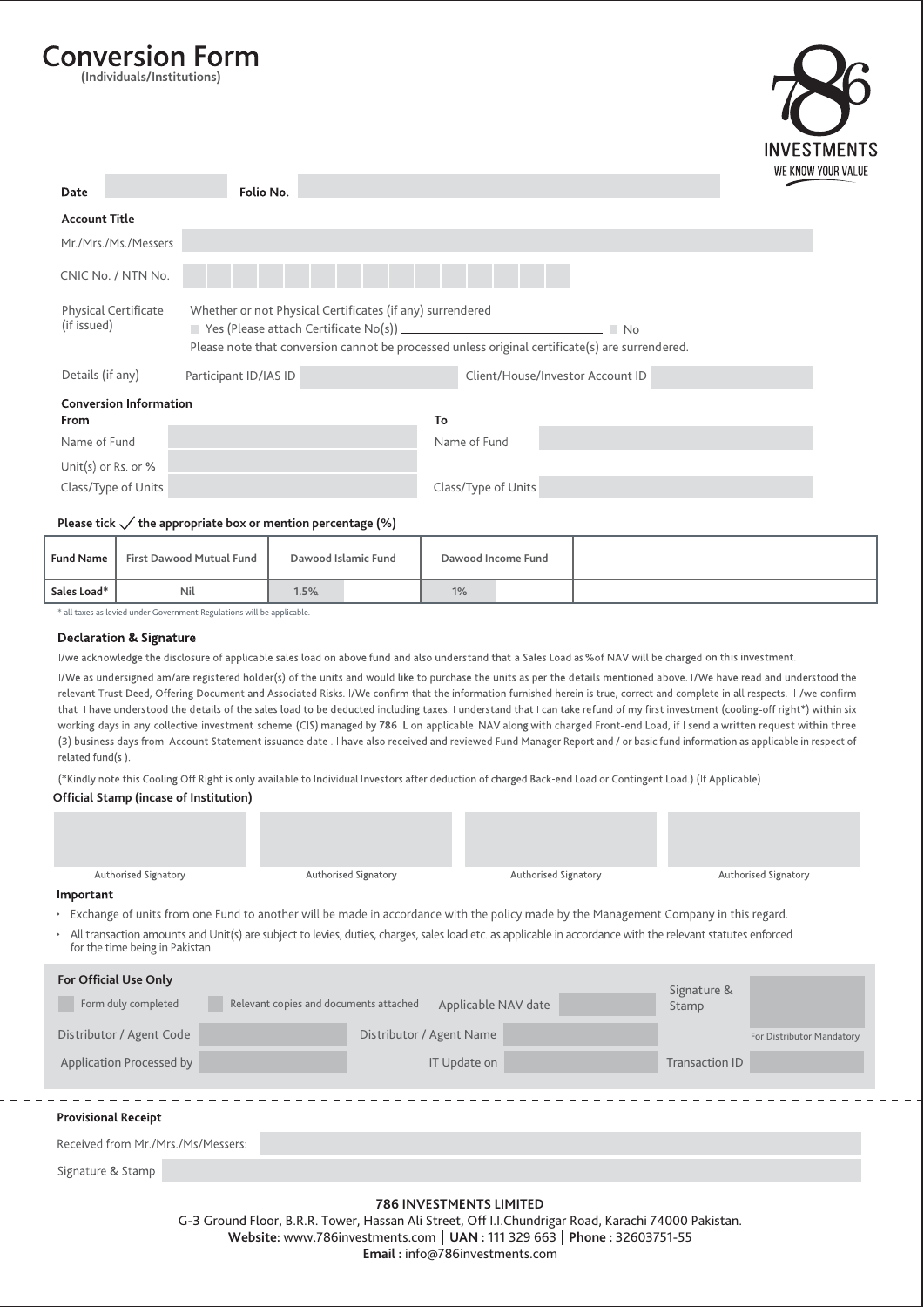# Conversion Form

**(Individuals/Institutions)**

786 INVESTMENTS
WE KNOW YOUR VALUE

**Date** ______ **Folio No.** ______

**Account Title**

Mr./Mrs./Ms./Messers ______

CNIC No. / NTN No. ______

Physical Certificate (if issued)
Whether or not Physical Certificates (if any) surrendered
- Yes (Please attach Certificate No(s)) ______
- No

Please note that conversion cannot be processed unless original certificate(s) are surrendered.

Details (if any) Participant ID/IAS ID ______ Client/House/Investor Account ID ______

**Conversion Information**

**From**

Name of Fund ______

Unit(s) or Rs. or % ______

Class/Type of Units ______

**To**

Name of Fund ______

Class/Type of Units ______

**Please tick ✓ the appropriate box or mention percentage (%)**

| Fund Name | First Dawood Mutual Fund | Dawood Islamic Fund | | Dawood Income Fund | | | |
|---|---|---|---|---|---|---|---|
| Sales Load* | Nil | 1.5% | | 1% | | | |

\* all taxes as levied under Government Regulations will be applicable.

### Declaration & Signature

I/we acknowledge the disclosure of applicable sales load on above fund and also understand that a Sales Load as %of NAV will be charged on this investment.

I/We as undersigned am/are registered holder(s) of the units and would like to purchase the units as per the details mentioned above. I/We have read and understood the relevant Trust Deed, Offering Document and Associated Risks. I/We confirm that the information furnished herein is true, correct and complete in all respects. I /we confirm that I have understood the details of the sales load to be deducted including taxes. I understand that I can take refund of my first investment (cooling-off right*) within six working days in any collective investment scheme (CIS) managed by 786 IL on applicable NAV along with charged Front-end Load, if I send a written request within three (3) business days from Account Statement issuance date . I have also received and reviewed Fund Manager Report and / or basic fund information as applicable in respect of related fund(s ).

(*Kindly note this Cooling Off Right is only available to Individual Investors after deduction of charged Back-end Load or Contingent Load.) (If Applicable)

**Official Stamp (incase of Institution)**

| Authorised Signatory | Authorised Signatory | Authorised Signatory | Authorised Signatory |
|---|---|---|---|

**Important**

- Exchange of units from one Fund to another will be made in accordance with the policy made by the Management Company in this regard.
- All transaction amounts and Unit(s) are subject to levies, duties, charges, sales load etc. as applicable in accordance with the relevant statutes enforced for the time being in Pakistan.

**For Official Use Only**

- Form duly completed
- Relevant copies and documents attached

Applicable NAV date ______ Signature & Stamp ______

Distributor / Agent Code ______ Distributor / Agent Name ______ For Distributor Mandatory

Application Processed by ______ IT Update on ______ Transaction ID ______

**Provisional Receipt**

Received from Mr./Mrs./Ms/Messers: ______

Signature & Stamp ______

**786 INVESTMENTS LIMITED**

G-3 Ground Floor, B.R.R. Tower, Hassan Ali Street, Off I.I.Chundrigar Road, Karachi 74000 Pakistan.

**Website:** www.786investments.com | **UAN :** 111 329 663 | **Phone :** 32603751-55

**Email :** info@786investments.com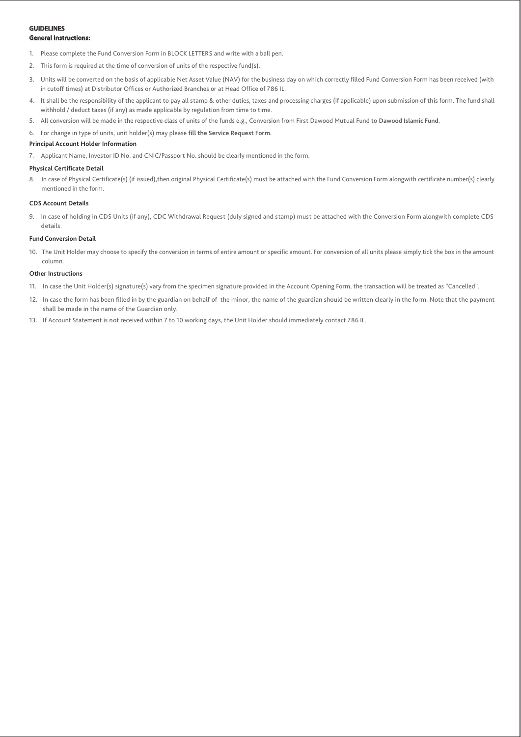# GUIDELINES

## General Instructions:

1. Please complete the Fund Conversion Form in BLOCK LETTERS and write with a ball pen.
2. This form is required at the time of conversion of units of the respective fund(s).
3. Units will be converted on the basis of applicable Net Asset Value (NAV) for the business day on which correctly filled Fund Conversion Form has been received (with in cutoff times) at Distributor Offices or Authorized Branches or at Head Office of 786 IL.
4. It shall be the responsibility of the applicant to pay all stamp & other duties, taxes and processing charges (if applicable) upon submission of this form. The fund shall withhold / deduct taxes (if any) as made applicable by regulation from time to time.
5. All conversion will be made in the respective class of units of the funds e.g., Conversion from First Dawood Mutual Fund to **Dawood Islamic Fund.**
6. For change in type of units, unit holder(s) may please **fill the Service Request Form.**

### Principal Account Holder Information

7. Applicant Name, Investor ID No. and CNIC/Passport No. should be clearly mentioned in the form.

### Physical Certificate Detail

8. In case of Physical Certificate(s) (if issued),then original Physical Certificate(s) must be attached with the Fund Conversion Form alongwith certificate number(s) clearly mentioned in the form.

### CDS Account Details

9. In case of holding in CDS Units (if any), CDC Withdrawal Request (duly signed and stamp) must be attached with the Conversion Form alongwith complete CDS details.

### Fund Conversion Detail

10. The Unit Holder may choose to specify the conversion in terms of entire amount or specific amount. For conversion of all units please simply tick the box in the amount column.

### Other Instructions

11. In case the Unit Holder(s) signature(s) vary from the specimen signature provided in the Account Opening Form, the transaction will be treated as "Cancelled".
12. In case the form has been filled in by the guardian on behalf of the minor, the name of the guardian should be written clearly in the form. Note that the payment shall be made in the name of the Guardian only.
13. If Account Statement is not received within 7 to 10 working days, the Unit Holder should immediately contact 786 IL.